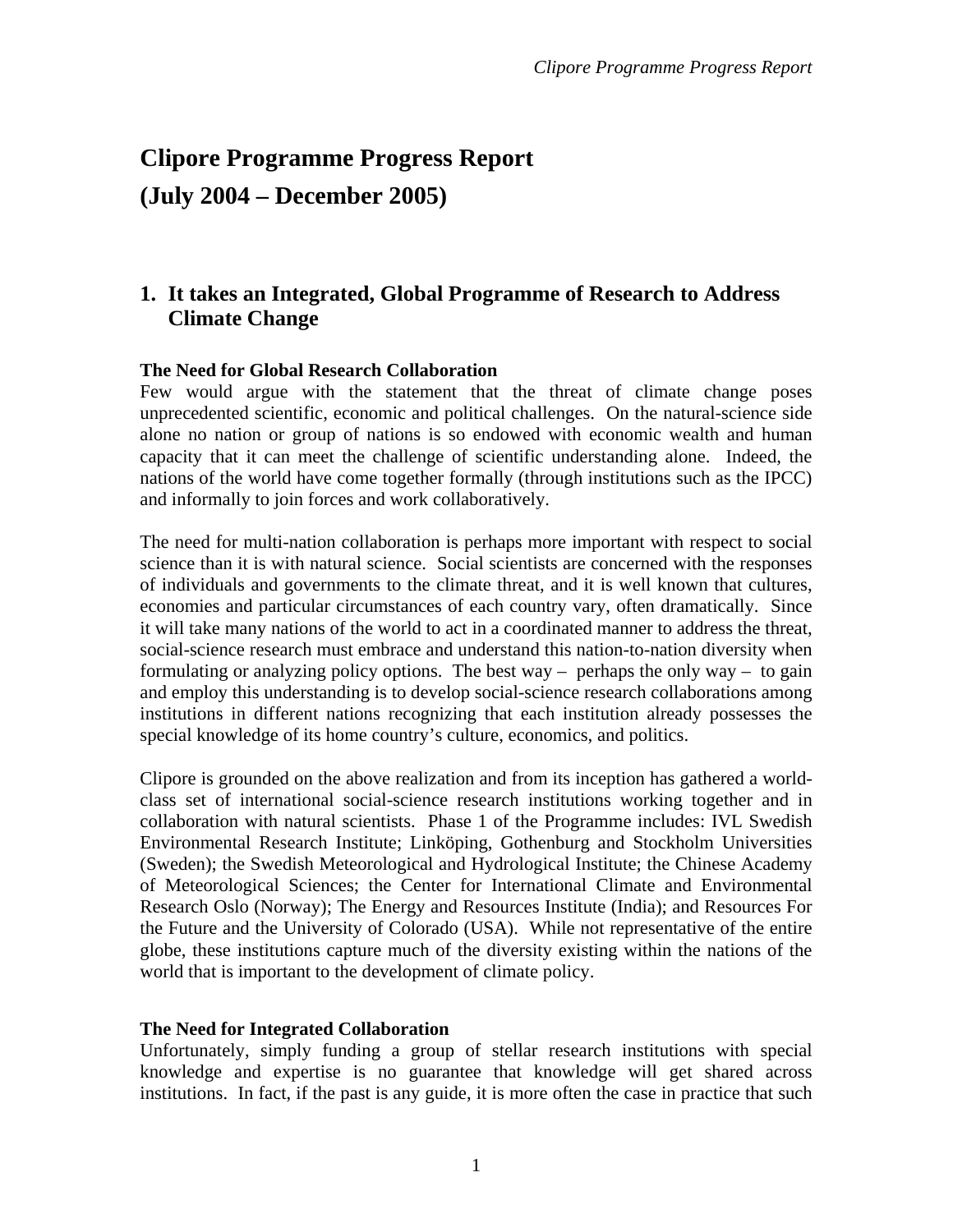# Clipore Programme Progress Report

# (July 2004 – December 2005)

## 1. It takes an Integrated, Global Programme of Research to Address Climate Change

**The Need for Global Research Collaboration**

Few would argue with the statement that the threat of climate change poses unprecedented scientific, economic and political challenges. On the natural-science side alone no nation or group of nations is so endowed with economic wealth and human capacity that it can meet the challenge of scientific understanding alone. Indeed, the nations of the world have come together formally (through institutions such as the IPCC) and informally to join forces and work collaboratively.

The need for multi-nation collaboration is perhaps more important with respect to social science than it is with natural science. Social scientists are concerned with the responses of individuals and governments to the climate threat, and it is well known that cultures, economies and particular circumstances of each country vary, often dramatically. Since it will take many nations of the world to act in a coordinated manner to address the threat, social-science research must embrace and understand this nation-to-nation diversity when formulating or analyzing policy options. The best way – perhaps the only way – to gain and employ this understanding is to develop social-science research collaborations among institutions in different nations recognizing that each institution already possesses the special knowledge of its home country's culture, economics, and politics.

Clipore is grounded on the above realization and from its inception has gathered a world-class set of international social-science research institutions working together and in collaboration with natural scientists. Phase 1 of the Programme includes: IVL Swedish Environmental Research Institute; Linköping, Gothenburg and Stockholm Universities (Sweden); the Swedish Meteorological and Hydrological Institute; the Chinese Academy of Meteorological Sciences; the Center for International Climate and Environmental Research Oslo (Norway); The Energy and Resources Institute (India); and Resources For the Future and the University of Colorado (USA). While not representative of the entire globe, these institutions capture much of the diversity existing within the nations of the world that is important to the development of climate policy.

**The Need for Integrated Collaboration**

Unfortunately, simply funding a group of stellar research institutions with special knowledge and expertise is no guarantee that knowledge will get shared across institutions. In fact, if the past is any guide, it is more often the case in practice that such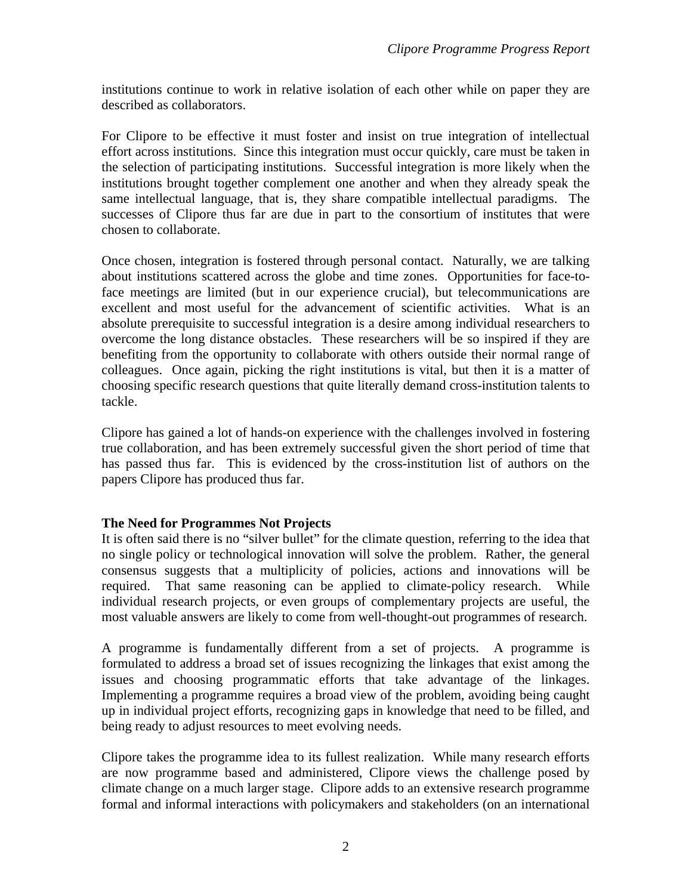institutions continue to work in relative isolation of each other while on paper they are described as collaborators.

For Clipore to be effective it must foster and insist on true integration of intellectual effort across institutions. Since this integration must occur quickly, care must be taken in the selection of participating institutions. Successful integration is more likely when the institutions brought together complement one another and when they already speak the same intellectual language, that is, they share compatible intellectual paradigms. The successes of Clipore thus far are due in part to the consortium of institutes that were chosen to collaborate.

Once chosen, integration is fostered through personal contact. Naturally, we are talking about institutions scattered across the globe and time zones. Opportunities for face-to-face meetings are limited (but in our experience crucial), but telecommunications are excellent and most useful for the advancement of scientific activities. What is an absolute prerequisite to successful integration is a desire among individual researchers to overcome the long distance obstacles. These researchers will be so inspired if they are benefiting from the opportunity to collaborate with others outside their normal range of colleagues. Once again, picking the right institutions is vital, but then it is a matter of choosing specific research questions that quite literally demand cross-institution talents to tackle.

Clipore has gained a lot of hands-on experience with the challenges involved in fostering true collaboration, and has been extremely successful given the short period of time that has passed thus far. This is evidenced by the cross-institution list of authors on the papers Clipore has produced thus far.

**The Need for Programmes Not Projects**

It is often said there is no "silver bullet" for the climate question, referring to the idea that no single policy or technological innovation will solve the problem. Rather, the general consensus suggests that a multiplicity of policies, actions and innovations will be required. That same reasoning can be applied to climate-policy research. While individual research projects, or even groups of complementary projects are useful, the most valuable answers are likely to come from well-thought-out programmes of research.

A programme is fundamentally different from a set of projects. A programme is formulated to address a broad set of issues recognizing the linkages that exist among the issues and choosing programmatic efforts that take advantage of the linkages. Implementing a programme requires a broad view of the problem, avoiding being caught up in individual project efforts, recognizing gaps in knowledge that need to be filled, and being ready to adjust resources to meet evolving needs.

Clipore takes the programme idea to its fullest realization. While many research efforts are now programme based and administered, Clipore views the challenge posed by climate change on a much larger stage. Clipore adds to an extensive research programme formal and informal interactions with policymakers and stakeholders (on an international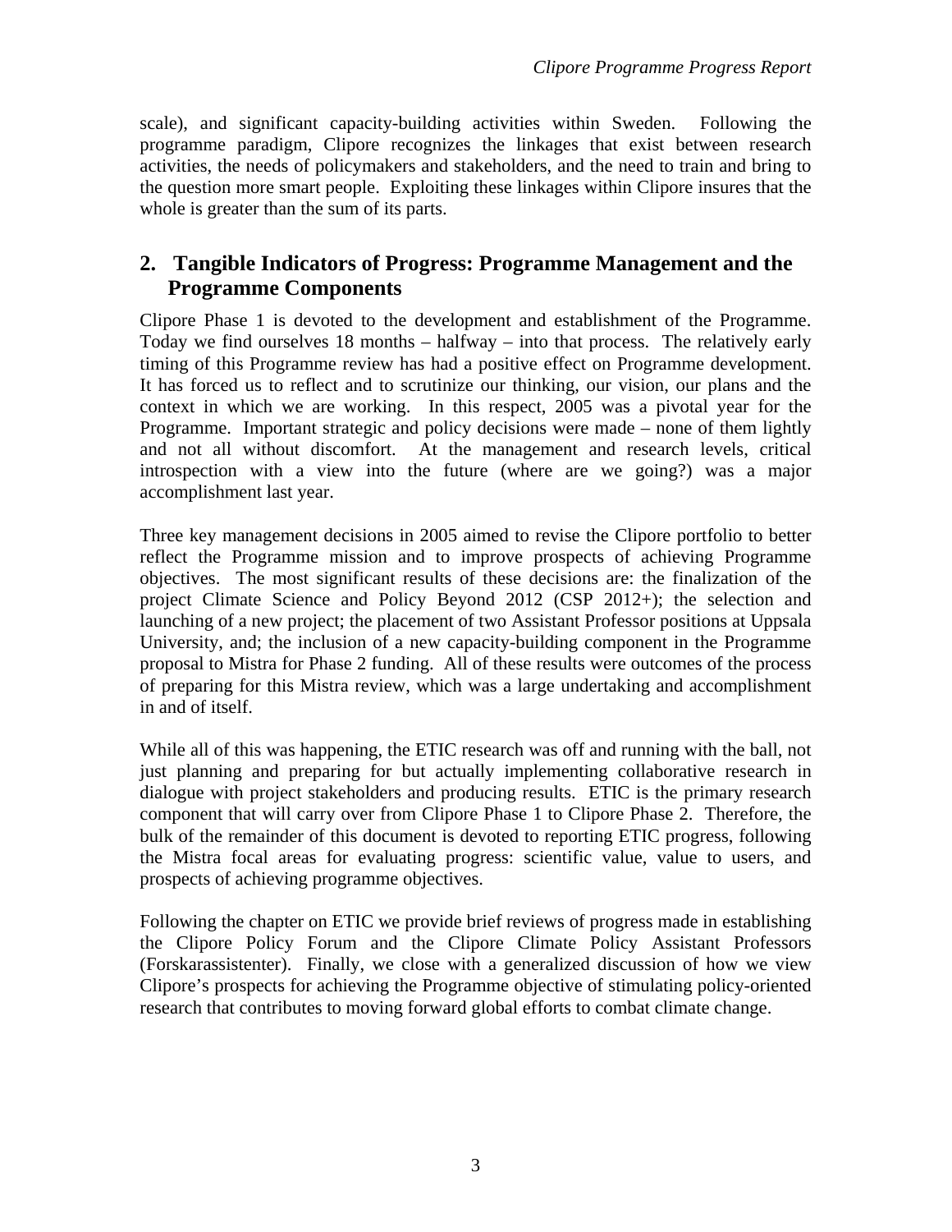scale), and significant capacity-building activities within Sweden. Following the programme paradigm, Clipore recognizes the linkages that exist between research activities, the needs of policymakers and stakeholders, and the need to train and bring to the question more smart people. Exploiting these linkages within Clipore insures that the whole is greater than the sum of its parts.

## 2. Tangible Indicators of Progress: Programme Management and the Programme Components

Clipore Phase 1 is devoted to the development and establishment of the Programme. Today we find ourselves 18 months – halfway – into that process. The relatively early timing of this Programme review has had a positive effect on Programme development. It has forced us to reflect and to scrutinize our thinking, our vision, our plans and the context in which we are working. In this respect, 2005 was a pivotal year for the Programme. Important strategic and policy decisions were made – none of them lightly and not all without discomfort. At the management and research levels, critical introspection with a view into the future (where are we going?) was a major accomplishment last year.

Three key management decisions in 2005 aimed to revise the Clipore portfolio to better reflect the Programme mission and to improve prospects of achieving Programme objectives. The most significant results of these decisions are: the finalization of the project Climate Science and Policy Beyond 2012 (CSP 2012+); the selection and launching of a new project; the placement of two Assistant Professor positions at Uppsala University, and; the inclusion of a new capacity-building component in the Programme proposal to Mistra for Phase 2 funding. All of these results were outcomes of the process of preparing for this Mistra review, which was a large undertaking and accomplishment in and of itself.

While all of this was happening, the ETIC research was off and running with the ball, not just planning and preparing for but actually implementing collaborative research in dialogue with project stakeholders and producing results. ETIC is the primary research component that will carry over from Clipore Phase 1 to Clipore Phase 2. Therefore, the bulk of the remainder of this document is devoted to reporting ETIC progress, following the Mistra focal areas for evaluating progress: scientific value, value to users, and prospects of achieving programme objectives.

Following the chapter on ETIC we provide brief reviews of progress made in establishing the Clipore Policy Forum and the Clipore Climate Policy Assistant Professors (Forskarassistenter). Finally, we close with a generalized discussion of how we view Clipore's prospects for achieving the Programme objective of stimulating policy-oriented research that contributes to moving forward global efforts to combat climate change.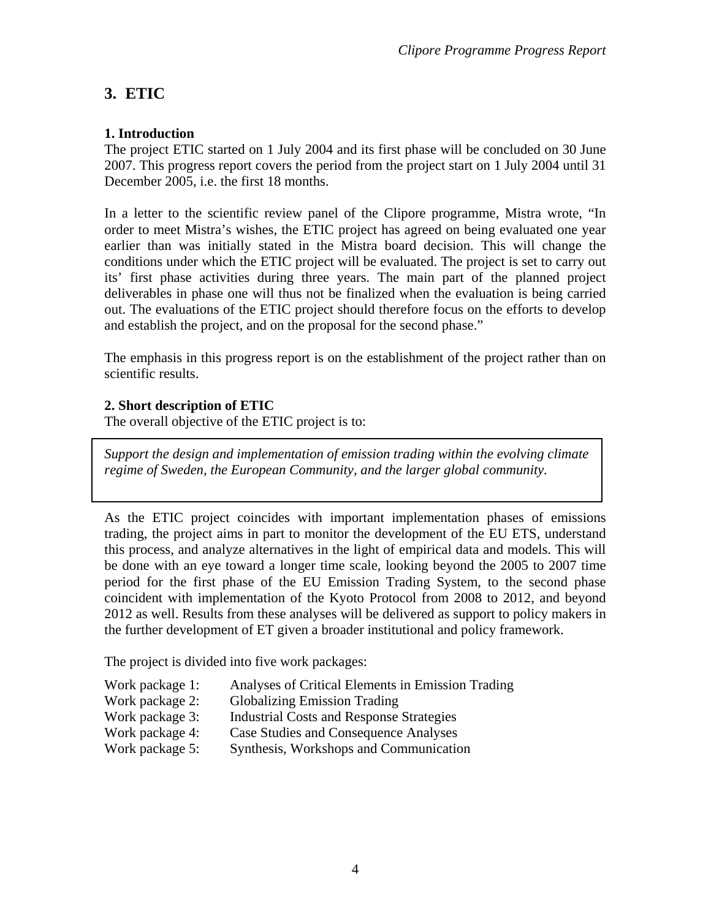## 3. ETIC

### 1. Introduction

The project ETIC started on 1 July 2004 and its first phase will be concluded on 30 June 2007. This progress report covers the period from the project start on 1 July 2004 until 31 December 2005, i.e. the first 18 months.

In a letter to the scientific review panel of the Clipore programme, Mistra wrote, "In order to meet Mistra's wishes, the ETIC project has agreed on being evaluated one year earlier than was initially stated in the Mistra board decision. This will change the conditions under which the ETIC project will be evaluated. The project is set to carry out its' first phase activities during three years. The main part of the planned project deliverables in phase one will thus not be finalized when the evaluation is being carried out. The evaluations of the ETIC project should therefore focus on the efforts to develop and establish the project, and on the proposal for the second phase."

The emphasis in this progress report is on the establishment of the project rather than on scientific results.

### 2. Short description of ETIC

The overall objective of the ETIC project is to:

> *Support the design and implementation of emission trading within the evolving climate regime of Sweden, the European Community, and the larger global community.*

As the ETIC project coincides with important implementation phases of emissions trading, the project aims in part to monitor the development of the EU ETS, understand this process, and analyze alternatives in the light of empirical data and models. This will be done with an eye toward a longer time scale, looking beyond the 2005 to 2007 time period for the first phase of the EU Emission Trading System, to the second phase coincident with implementation of the Kyoto Protocol from 2008 to 2012, and beyond 2012 as well. Results from these analyses will be delivered as support to policy makers in the further development of ET given a broader institutional and policy framework.

The project is divided into five work packages:

- Work package 1: Analyses of Critical Elements in Emission Trading
- Work package 2: Globalizing Emission Trading
- Work package 3: Industrial Costs and Response Strategies
- Work package 4: Case Studies and Consequence Analyses
- Work package 5: Synthesis, Workshops and Communication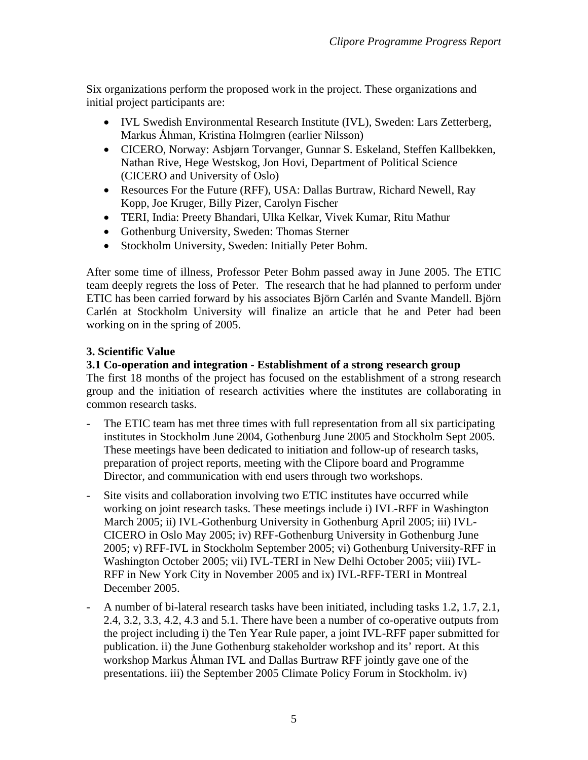Six organizations perform the proposed work in the project. These organizations and initial project participants are:

- IVL Swedish Environmental Research Institute (IVL), Sweden: Lars Zetterberg, Markus Åhman, Kristina Holmgren (earlier Nilsson)
- CICERO, Norway: Asbjørn Torvanger, Gunnar S. Eskeland, Steffen Kallbekken, Nathan Rive, Hege Westskog, Jon Hovi, Department of Political Science (CICERO and University of Oslo)
- Resources For the Future (RFF), USA: Dallas Burtraw, Richard Newell, Ray Kopp, Joe Kruger, Billy Pizer, Carolyn Fischer
- TERI, India: Preety Bhandari, Ulka Kelkar, Vivek Kumar, Ritu Mathur
- Gothenburg University, Sweden: Thomas Sterner
- Stockholm University, Sweden: Initially Peter Bohm.

After some time of illness, Professor Peter Bohm passed away in June 2005. The ETIC team deeply regrets the loss of Peter. The research that he had planned to perform under ETIC has been carried forward by his associates Björn Carlén and Svante Mandell. Björn Carlén at Stockholm University will finalize an article that he and Peter had been working on in the spring of 2005.

## 3. Scientific Value

### 3.1 Co-operation and integration - Establishment of a strong research group

The first 18 months of the project has focused on the establishment of a strong research group and the initiation of research activities where the institutes are collaborating in common research tasks.

- The ETIC team has met three times with full representation from all six participating institutes in Stockholm June 2004, Gothenburg June 2005 and Stockholm Sept 2005. These meetings have been dedicated to initiation and follow-up of research tasks, preparation of project reports, meeting with the Clipore board and Programme Director, and communication with end users through two workshops.
- Site visits and collaboration involving two ETIC institutes have occurred while working on joint research tasks. These meetings include i) IVL-RFF in Washington March 2005; ii) IVL-Gothenburg University in Gothenburg April 2005; iii) IVL-CICERO in Oslo May 2005; iv) RFF-Gothenburg University in Gothenburg June 2005; v) RFF-IVL in Stockholm September 2005; vi) Gothenburg University-RFF in Washington October 2005; vii) IVL-TERI in New Delhi October 2005; viii) IVL-RFF in New York City in November 2005 and ix) IVL-RFF-TERI in Montreal December 2005.
- A number of bi-lateral research tasks have been initiated, including tasks 1.2, 1.7, 2.1, 2.4, 3.2, 3.3, 4.2, 4.3 and 5.1. There have been a number of co-operative outputs from the project including i) the Ten Year Rule paper, a joint IVL-RFF paper submitted for publication. ii) the June Gothenburg stakeholder workshop and its' report. At this workshop Markus Åhman IVL and Dallas Burtraw RFF jointly gave one of the presentations. iii) the September 2005 Climate Policy Forum in Stockholm. iv)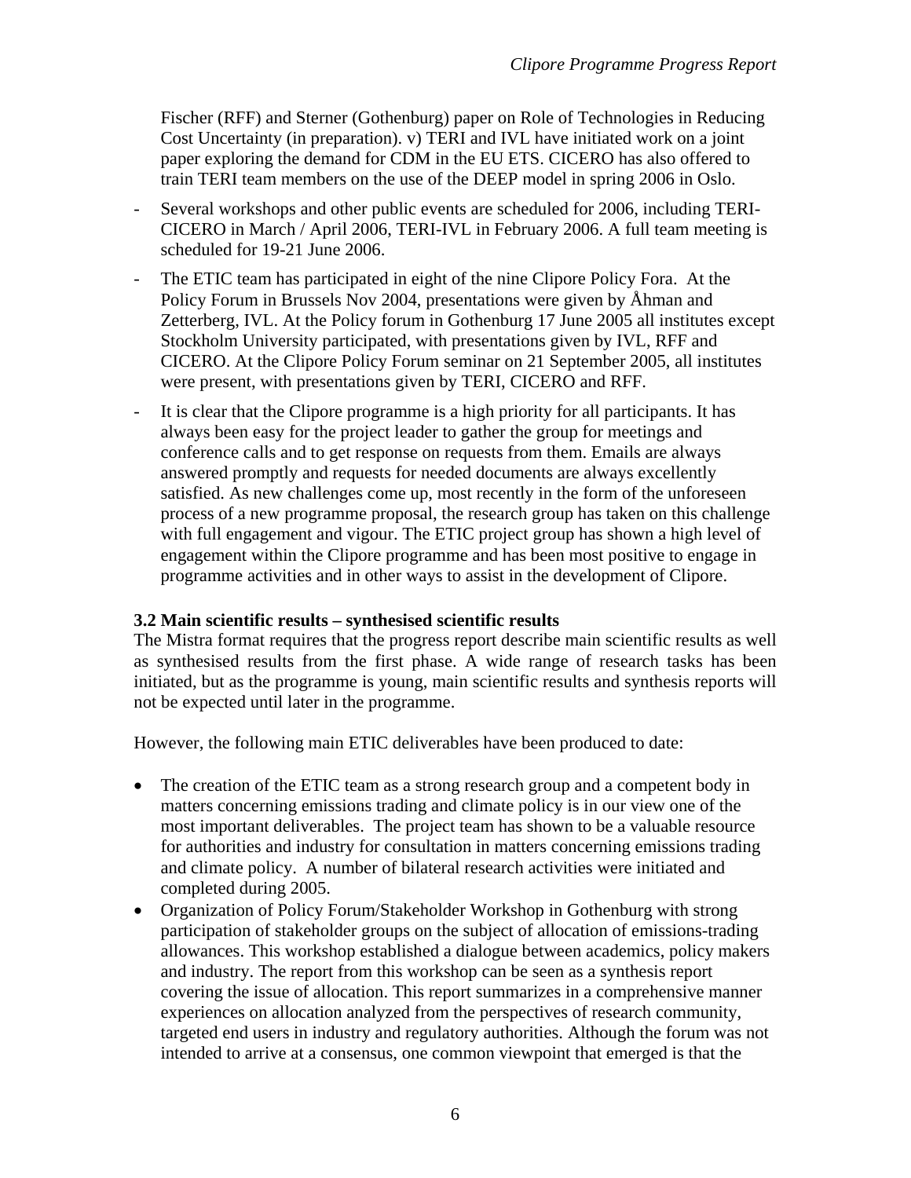Fischer (RFF) and Sterner (Gothenburg) paper on Role of Technologies in Reducing Cost Uncertainty (in preparation). v) TERI and IVL have initiated work on a joint paper exploring the demand for CDM in the EU ETS. CICERO has also offered to train TERI team members on the use of the DEEP model in spring 2006 in Oslo.

- Several workshops and other public events are scheduled for 2006, including TERI-CICERO in March / April 2006, TERI-IVL in February 2006. A full team meeting is scheduled for 19-21 June 2006.
- The ETIC team has participated in eight of the nine Clipore Policy Fora. At the Policy Forum in Brussels Nov 2004, presentations were given by Åhman and Zetterberg, IVL. At the Policy forum in Gothenburg 17 June 2005 all institutes except Stockholm University participated, with presentations given by IVL, RFF and CICERO. At the Clipore Policy Forum seminar on 21 September 2005, all institutes were present, with presentations given by TERI, CICERO and RFF.
- It is clear that the Clipore programme is a high priority for all participants. It has always been easy for the project leader to gather the group for meetings and conference calls and to get response on requests from them. Emails are always answered promptly and requests for needed documents are always excellently satisfied. As new challenges come up, most recently in the form of the unforeseen process of a new programme proposal, the research group has taken on this challenge with full engagement and vigour. The ETIC project group has shown a high level of engagement within the Clipore programme and has been most positive to engage in programme activities and in other ways to assist in the development of Clipore.

**3.2 Main scientific results – synthesised scientific results**

The Mistra format requires that the progress report describe main scientific results as well as synthesised results from the first phase. A wide range of research tasks has been initiated, but as the programme is young, main scientific results and synthesis reports will not be expected until later in the programme.

However, the following main ETIC deliverables have been produced to date:

- The creation of the ETIC team as a strong research group and a competent body in matters concerning emissions trading and climate policy is in our view one of the most important deliverables. The project team has shown to be a valuable resource for authorities and industry for consultation in matters concerning emissions trading and climate policy. A number of bilateral research activities were initiated and completed during 2005.
- Organization of Policy Forum/Stakeholder Workshop in Gothenburg with strong participation of stakeholder groups on the subject of allocation of emissions-trading allowances. This workshop established a dialogue between academics, policy makers and industry. The report from this workshop can be seen as a synthesis report covering the issue of allocation. This report summarizes in a comprehensive manner experiences on allocation analyzed from the perspectives of research community, targeted end users in industry and regulatory authorities. Although the forum was not intended to arrive at a consensus, one common viewpoint that emerged is that the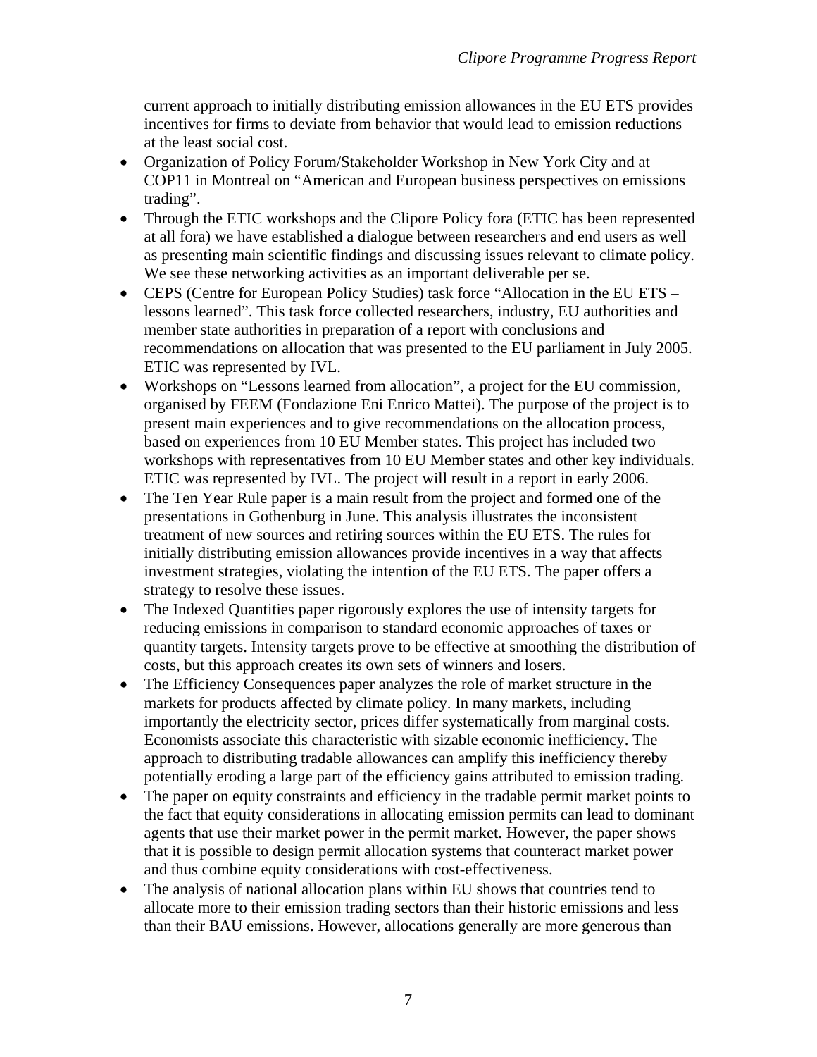current approach to initially distributing emission allowances in the EU ETS provides incentives for firms to deviate from behavior that would lead to emission reductions at the least social cost.

- Organization of Policy Forum/Stakeholder Workshop in New York City and at COP11 in Montreal on "American and European business perspectives on emissions trading".
- Through the ETIC workshops and the Clipore Policy fora (ETIC has been represented at all fora) we have established a dialogue between researchers and end users as well as presenting main scientific findings and discussing issues relevant to climate policy. We see these networking activities as an important deliverable per se.
- CEPS (Centre for European Policy Studies) task force "Allocation in the EU ETS – lessons learned". This task force collected researchers, industry, EU authorities and member state authorities in preparation of a report with conclusions and recommendations on allocation that was presented to the EU parliament in July 2005. ETIC was represented by IVL.
- Workshops on "Lessons learned from allocation", a project for the EU commission, organised by FEEM (Fondazione Eni Enrico Mattei). The purpose of the project is to present main experiences and to give recommendations on the allocation process, based on experiences from 10 EU Member states. This project has included two workshops with representatives from 10 EU Member states and other key individuals. ETIC was represented by IVL. The project will result in a report in early 2006.
- The Ten Year Rule paper is a main result from the project and formed one of the presentations in Gothenburg in June. This analysis illustrates the inconsistent treatment of new sources and retiring sources within the EU ETS. The rules for initially distributing emission allowances provide incentives in a way that affects investment strategies, violating the intention of the EU ETS. The paper offers a strategy to resolve these issues.
- The Indexed Quantities paper rigorously explores the use of intensity targets for reducing emissions in comparison to standard economic approaches of taxes or quantity targets. Intensity targets prove to be effective at smoothing the distribution of costs, but this approach creates its own sets of winners and losers.
- The Efficiency Consequences paper analyzes the role of market structure in the markets for products affected by climate policy. In many markets, including importantly the electricity sector, prices differ systematically from marginal costs. Economists associate this characteristic with sizable economic inefficiency. The approach to distributing tradable allowances can amplify this inefficiency thereby potentially eroding a large part of the efficiency gains attributed to emission trading.
- The paper on equity constraints and efficiency in the tradable permit market points to the fact that equity considerations in allocating emission permits can lead to dominant agents that use their market power in the permit market. However, the paper shows that it is possible to design permit allocation systems that counteract market power and thus combine equity considerations with cost-effectiveness.
- The analysis of national allocation plans within EU shows that countries tend to allocate more to their emission trading sectors than their historic emissions and less than their BAU emissions. However, allocations generally are more generous than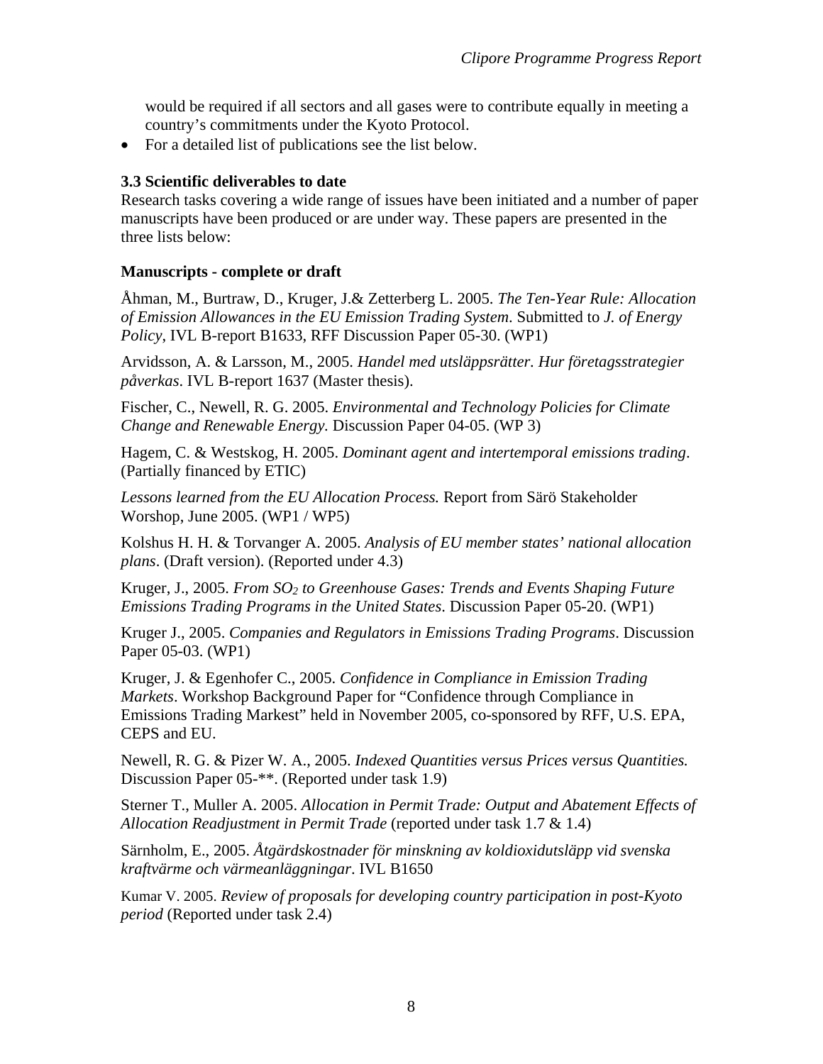would be required if all sectors and all gases were to contribute equally in meeting a country's commitments under the Kyoto Protocol.

- For a detailed list of publications see the list below.

### 3.3 Scientific deliverables to date

Research tasks covering a wide range of issues have been initiated and a number of paper manuscripts have been produced or are under way. These papers are presented in the three lists below:

#### Manuscripts - complete or draft

Åhman, M., Burtraw, D., Kruger, J.& Zetterberg L. 2005. *The Ten-Year Rule: Allocation of Emission Allowances in the EU Emission Trading System*. Submitted to *J. of Energy Policy*, IVL B-report B1633, RFF Discussion Paper 05-30. (WP1)

Arvidsson, A. & Larsson, M., 2005. *Handel med utsläppsrätter. Hur företagsstrategier påverkas*. IVL B-report 1637 (Master thesis).

Fischer, C., Newell, R. G. 2005. *Environmental and Technology Policies for Climate Change and Renewable Energy.* Discussion Paper 04-05. (WP 3)

Hagem, C. & Westskog, H. 2005. *Dominant agent and intertemporal emissions trading*. (Partially financed by ETIC)

*Lessons learned from the EU Allocation Process.* Report from Särö Stakeholder Worshop, June 2005. (WP1 / WP5)

Kolshus H. H. & Torvanger A. 2005. *Analysis of EU member states' national allocation plans*. (Draft version). (Reported under 4.3)

Kruger, J., 2005. *From $SO_2$ to Greenhouse Gases: Trends and Events Shaping Future Emissions Trading Programs in the United States*. Discussion Paper 05-20. (WP1)

Kruger J., 2005. *Companies and Regulators in Emissions Trading Programs*. Discussion Paper 05-03. (WP1)

Kruger, J. & Egenhofer C., 2005. *Confidence in Compliance in Emission Trading Markets*. Workshop Background Paper for "Confidence through Compliance in Emissions Trading Markest" held in November 2005, co-sponsored by RFF, U.S. EPA, CEPS and EU.

Newell, R. G. & Pizer W. A., 2005. *Indexed Quantities versus Prices versus Quantities.* Discussion Paper 05-**. (Reported under task 1.9)

Sterner T., Muller A. 2005. *Allocation in Permit Trade: Output and Abatement Effects of Allocation Readjustment in Permit Trade* (reported under task 1.7 & 1.4)

Särnholm, E., 2005. *Åtgärdskostnader för minskning av koldioxidutsläpp vid svenska kraftvärme och värmeanläggningar*. IVL B1650

Kumar V. 2005. *Review of proposals for developing country participation in post-Kyoto period* (Reported under task 2.4)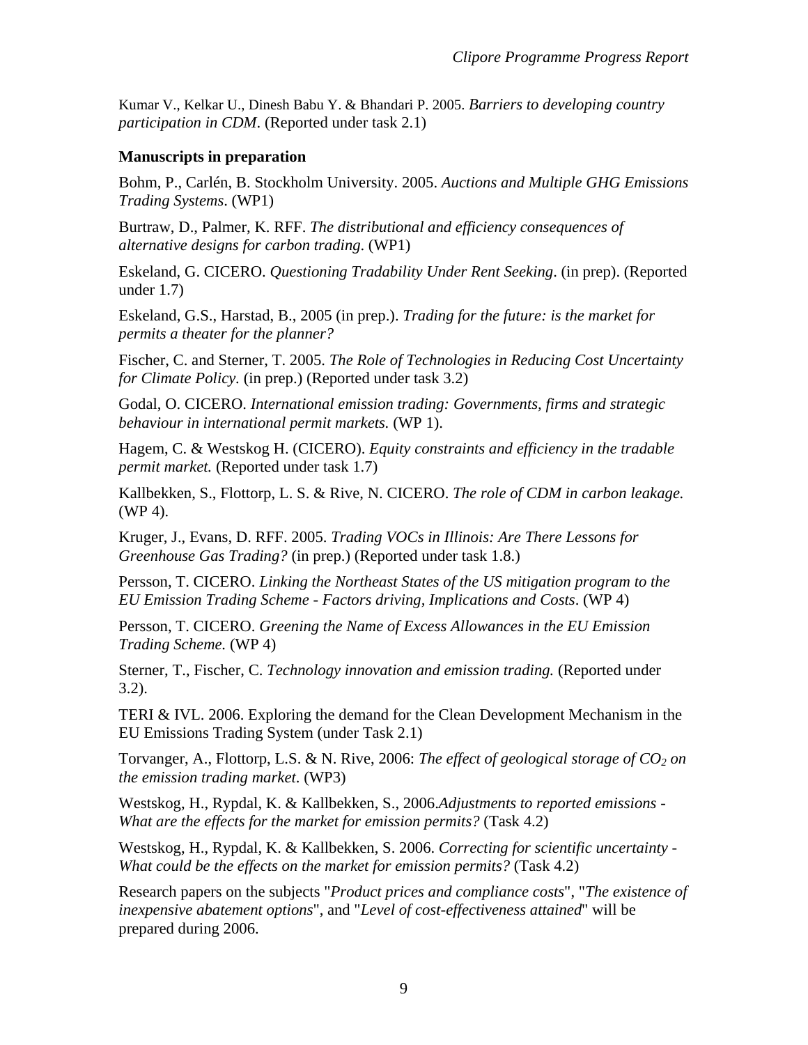Kumar V., Kelkar U., Dinesh Babu Y. & Bhandari P. 2005. *Barriers to developing country participation in CDM*. (Reported under task 2.1)

**Manuscripts in preparation**

Bohm, P., Carlén, B. Stockholm University. 2005. *Auctions and Multiple GHG Emissions Trading Systems*. (WP1)

Burtraw, D., Palmer, K. RFF. *The distributional and efficiency consequences of alternative designs for carbon trading*. (WP1)

Eskeland, G. CICERO. *Questioning Tradability Under Rent Seeking*. (in prep). (Reported under 1.7)

Eskeland, G.S., Harstad, B., 2005 (in prep.). *Trading for the future: is the market for permits a theater for the planner?*

Fischer, C. and Sterner, T. 2005. *The Role of Technologies in Reducing Cost Uncertainty for Climate Policy*. (in prep.) (Reported under task 3.2)

Godal, O. CICERO. *International emission trading: Governments, firms and strategic behaviour in international permit markets.* (WP 1).

Hagem, C. & Westskog H. (CICERO). *Equity constraints and efficiency in the tradable permit market.* (Reported under task 1.7)

Kallbekken, S., Flottorp, L. S. & Rive, N. CICERO. *The role of CDM in carbon leakage.* (WP 4).

Kruger, J., Evans, D. RFF. 2005. *Trading VOCs in Illinois: Are There Lessons for Greenhouse Gas Trading?* (in prep.) (Reported under task 1.8.)

Persson, T. CICERO. *Linking the Northeast States of the US mitigation program to the EU Emission Trading Scheme - Factors driving, Implications and Costs*. (WP 4)

Persson, T. CICERO. *Greening the Name of Excess Allowances in the EU Emission Trading Scheme.* (WP 4)

Sterner, T., Fischer, C. *Technology innovation and emission trading.* (Reported under 3.2).

TERI & IVL. 2006. Exploring the demand for the Clean Development Mechanism in the EU Emissions Trading System (under Task 2.1)

Torvanger, A., Flottorp, L.S. & N. Rive, 2006: *The effect of geological storage of $CO_2$ on the emission trading market*. (WP3)

Westskog, H., Rypdal, K. & Kallbekken, S., 2006.*Adjustments to reported emissions - What are the effects for the market for emission permits?* (Task 4.2)

Westskog, H., Rypdal, K. & Kallbekken, S. 2006. *Correcting for scientific uncertainty - What could be the effects on the market for emission permits?* (Task 4.2)

Research papers on the subjects "*Product prices and compliance costs*", "*The existence of inexpensive abatement options*", and "*Level of cost-effectiveness attained*" will be prepared during 2006.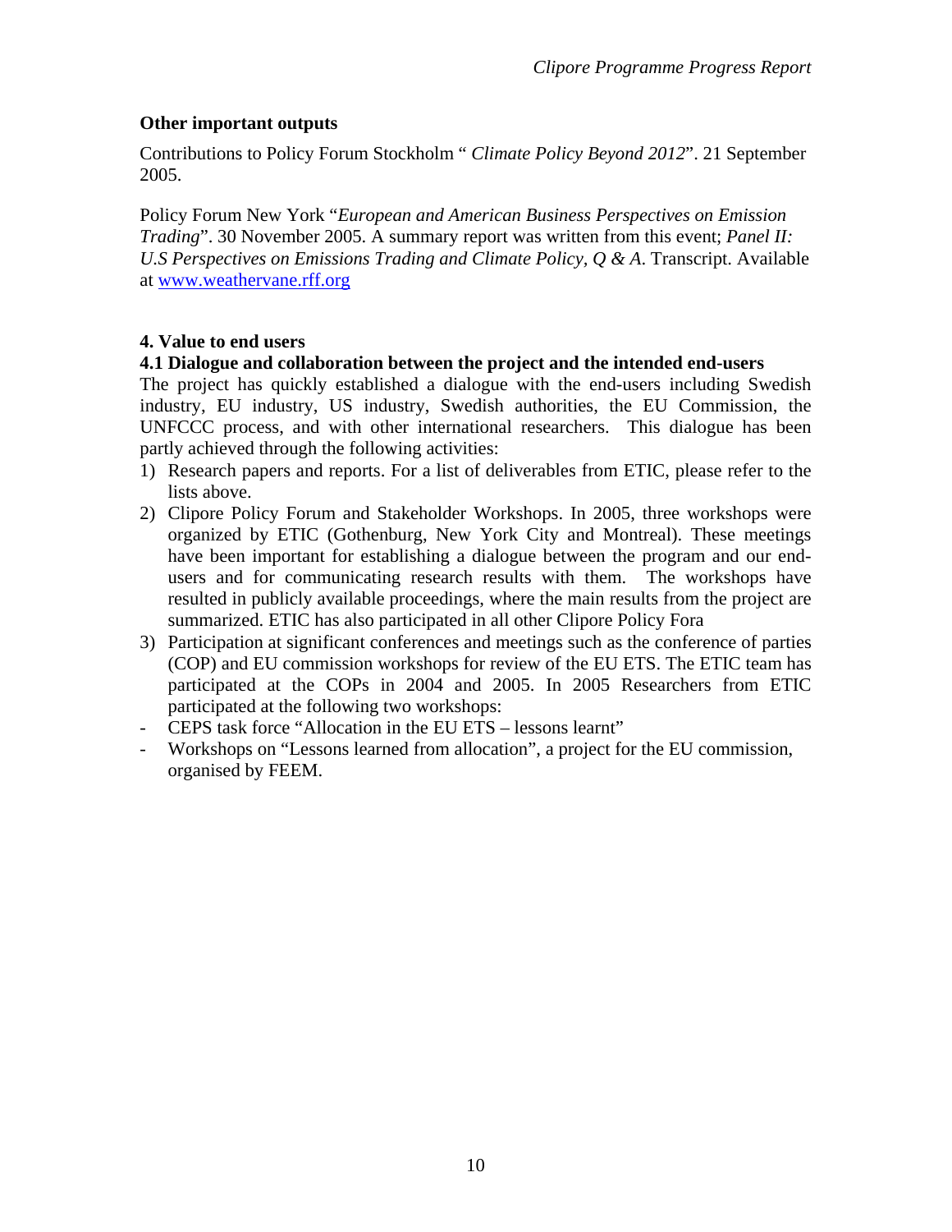**Other important outputs**

Contributions to Policy Forum Stockholm " *Climate Policy Beyond 2012*". 21 September 2005.

Policy Forum New York "*European and American Business Perspectives on Emission Trading*". 30 November 2005. A summary report was written from this event; *Panel II: U.S Perspectives on Emissions Trading and Climate Policy, Q & A*. Transcript. Available at [www.weathervane.rff.org](http://www.weathervane.rff.org)

## 4. Value to end users

### 4.1 Dialogue and collaboration between the project and the intended end-users

The project has quickly established a dialogue with the end-users including Swedish industry, EU industry, US industry, Swedish authorities, the EU Commission, the UNFCCC process, and with other international researchers. This dialogue has been partly achieved through the following activities:

1) Research papers and reports. For a list of deliverables from ETIC, please refer to the lists above.
2) Clipore Policy Forum and Stakeholder Workshops. In 2005, three workshops were organized by ETIC (Gothenburg, New York City and Montreal). These meetings have been important for establishing a dialogue between the program and our end-users and for communicating research results with them. The workshops have resulted in publicly available proceedings, where the main results from the project are summarized. ETIC has also participated in all other Clipore Policy Fora
3) Participation at significant conferences and meetings such as the conference of parties (COP) and EU commission workshops for review of the EU ETS. The ETIC team has participated at the COPs in 2004 and 2005. In 2005 Researchers from ETIC participated at the following two workshops:

- CEPS task force "Allocation in the EU ETS – lessons learnt"
- Workshops on "Lessons learned from allocation", a project for the EU commission, organised by FEEM.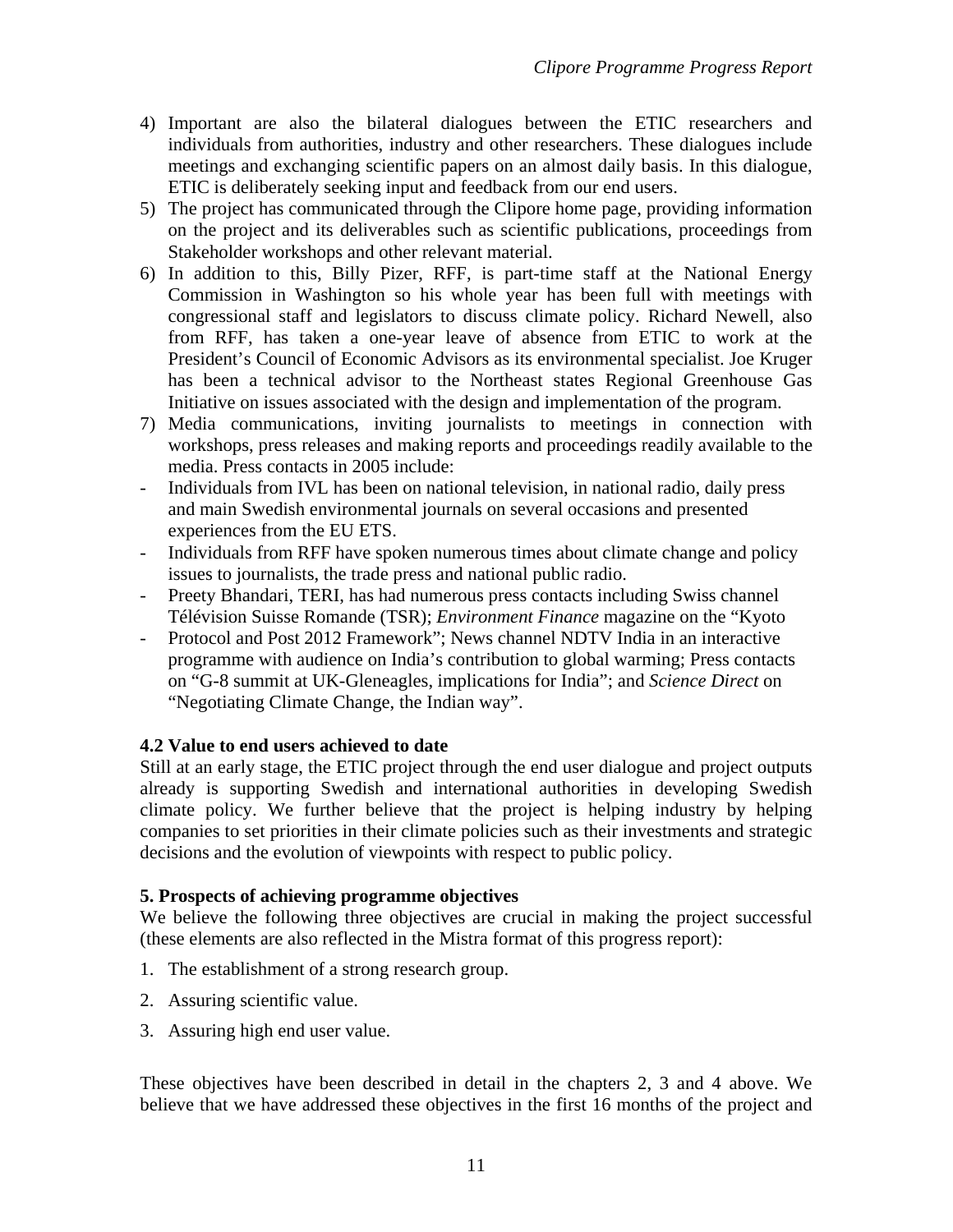4) Important are also the bilateral dialogues between the ETIC researchers and individuals from authorities, industry and other researchers. These dialogues include meetings and exchanging scientific papers on an almost daily basis. In this dialogue, ETIC is deliberately seeking input and feedback from our end users.
5) The project has communicated through the Clipore home page, providing information on the project and its deliverables such as scientific publications, proceedings from Stakeholder workshops and other relevant material.
6) In addition to this, Billy Pizer, RFF, is part-time staff at the National Energy Commission in Washington so his whole year has been full with meetings with congressional staff and legislators to discuss climate policy. Richard Newell, also from RFF, has taken a one-year leave of absence from ETIC to work at the President's Council of Economic Advisors as its environmental specialist. Joe Kruger has been a technical advisor to the Northeast states Regional Greenhouse Gas Initiative on issues associated with the design and implementation of the program.
7) Media communications, inviting journalists to meetings in connection with workshops, press releases and making reports and proceedings readily available to the media. Press contacts in 2005 include:

- Individuals from IVL has been on national television, in national radio, daily press and main Swedish environmental journals on several occasions and presented experiences from the EU ETS.
- Individuals from RFF have spoken numerous times about climate change and policy issues to journalists, the trade press and national public radio.
- Preety Bhandari, TERI, has had numerous press contacts including Swiss channel Télévision Suisse Romande (TSR); *Environment Finance* magazine on the "Kyoto
- Protocol and Post 2012 Framework"; News channel NDTV India in an interactive programme with audience on India's contribution to global warming; Press contacts on "G-8 summit at UK-Gleneagles, implications for India"; and *Science Direct* on "Negotiating Climate Change, the Indian way".

### 4.2 Value to end users achieved to date

Still at an early stage, the ETIC project through the end user dialogue and project outputs already is supporting Swedish and international authorities in developing Swedish climate policy. We further believe that the project is helping industry by helping companies to set priorities in their climate policies such as their investments and strategic decisions and the evolution of viewpoints with respect to public policy.

## 5. Prospects of achieving programme objectives

We believe the following three objectives are crucial in making the project successful (these elements are also reflected in the Mistra format of this progress report):

1. The establishment of a strong research group.
2. Assuring scientific value.
3. Assuring high end user value.

These objectives have been described in detail in the chapters 2, 3 and 4 above. We believe that we have addressed these objectives in the first 16 months of the project and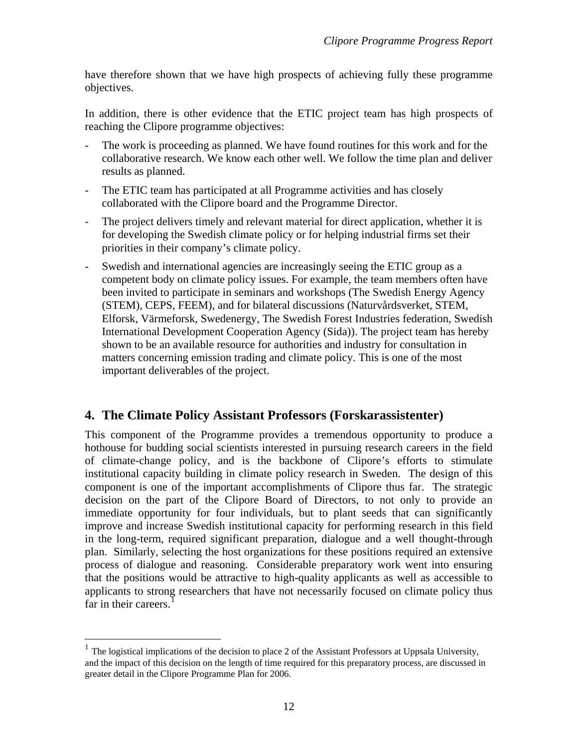have therefore shown that we have high prospects of achieving fully these programme objectives.

In addition, there is other evidence that the ETIC project team has high prospects of reaching the Clipore programme objectives:

- The work is proceeding as planned. We have found routines for this work and for the collaborative research. We know each other well. We follow the time plan and deliver results as planned.
- The ETIC team has participated at all Programme activities and has closely collaborated with the Clipore board and the Programme Director.
- The project delivers timely and relevant material for direct application, whether it is for developing the Swedish climate policy or for helping industrial firms set their priorities in their company's climate policy.
- Swedish and international agencies are increasingly seeing the ETIC group as a competent body on climate policy issues. For example, the team members often have been invited to participate in seminars and workshops (The Swedish Energy Agency (STEM), CEPS, FEEM), and for bilateral discussions (Naturvårdsverket, STEM, Elforsk, Värmeforsk, Swedenergy, The Swedish Forest Industries federation, Swedish International Development Cooperation Agency (Sida)). The project team has hereby shown to be an available resource for authorities and industry for consultation in matters concerning emission trading and climate policy. This is one of the most important deliverables of the project.

## 4. The Climate Policy Assistant Professors (Forskarassistenter)

This component of the Programme provides a tremendous opportunity to produce a hothouse for budding social scientists interested in pursuing research careers in the field of climate-change policy, and is the backbone of Clipore's efforts to stimulate institutional capacity building in climate policy research in Sweden. The design of this component is one of the important accomplishments of Clipore thus far. The strategic decision on the part of the Clipore Board of Directors, to not only to provide an immediate opportunity for four individuals, but to plant seeds that can significantly improve and increase Swedish institutional capacity for performing research in this field in the long-term, required significant preparation, dialogue and a well thought-through plan. Similarly, selecting the host organizations for these positions required an extensive process of dialogue and reasoning. Considerable preparatory work went into ensuring that the positions would be attractive to high-quality applicants as well as accessible to applicants to strong researchers that have not necessarily focused on climate policy thus far in their careers.[1]

[1] The logistical implications of the decision to place 2 of the Assistant Professors at Uppsala University, and the impact of this decision on the length of time required for this preparatory process, are discussed in greater detail in the Clipore Programme Plan for 2006.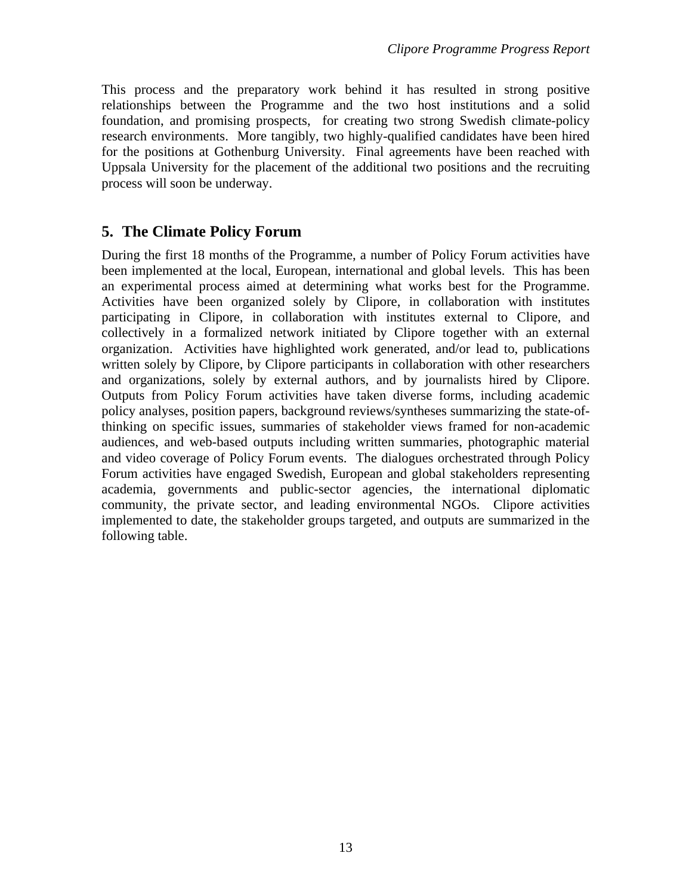This process and the preparatory work behind it has resulted in strong positive relationships between the Programme and the two host institutions and a solid foundation, and promising prospects, for creating two strong Swedish climate-policy research environments. More tangibly, two highly-qualified candidates have been hired for the positions at Gothenburg University. Final agreements have been reached with Uppsala University for the placement of the additional two positions and the recruiting process will soon be underway.

## 5. The Climate Policy Forum

During the first 18 months of the Programme, a number of Policy Forum activities have been implemented at the local, European, international and global levels. This has been an experimental process aimed at determining what works best for the Programme. Activities have been organized solely by Clipore, in collaboration with institutes participating in Clipore, in collaboration with institutes external to Clipore, and collectively in a formalized network initiated by Clipore together with an external organization. Activities have highlighted work generated, and/or lead to, publications written solely by Clipore, by Clipore participants in collaboration with other researchers and organizations, solely by external authors, and by journalists hired by Clipore. Outputs from Policy Forum activities have taken diverse forms, including academic policy analyses, position papers, background reviews/syntheses summarizing the state-of-thinking on specific issues, summaries of stakeholder views framed for non-academic audiences, and web-based outputs including written summaries, photographic material and video coverage of Policy Forum events. The dialogues orchestrated through Policy Forum activities have engaged Swedish, European and global stakeholders representing academia, governments and public-sector agencies, the international diplomatic community, the private sector, and leading environmental NGOs. Clipore activities implemented to date, the stakeholder groups targeted, and outputs are summarized in the following table.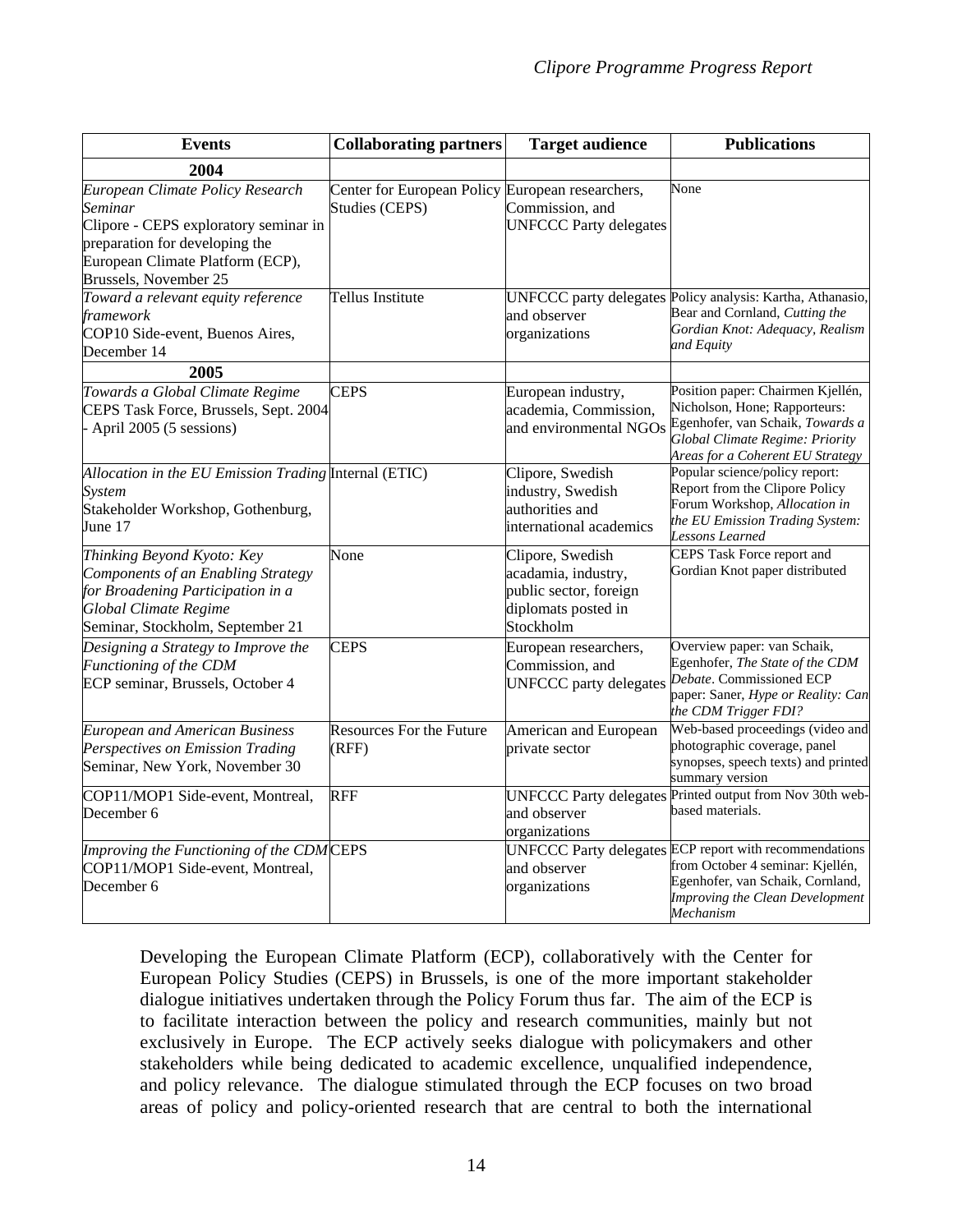| Events | Collaborating partners | Target audience | Publications |
|---|---|---|---|
| **2004** | | | |
| *European Climate Policy Research Seminar*<br>Clipore - CEPS exploratory seminar in preparation for developing the European Climate Platform (ECP), Brussels, November 25 | Center for European Policy Studies (CEPS) | European researchers, Commission, and UNFCCC Party delegates | None |
| *Toward a relevant equity reference framework*<br>COP10 Side-event, Buenos Aires, December 14 | Tellus Institute | UNFCCC party delegates and observer organizations | Policy analysis: Kartha, Athanasio, Bear and Cornland, *Cutting the Gordian Knot: Adequacy, Realism and Equity* |
| **2005** | | | |
| *Towards a Global Climate Regime*<br>CEPS Task Force, Brussels, Sept. 2004 - April 2005 (5 sessions) | CEPS | European industry, academia, Commission, and environmental NGOs | Position paper: Chairmen Kjellén, Nicholson, Hone; Rapporteurs: Egenhofer, van Schaik, *Towards a Global Climate Regime: Priority Areas for a Coherent EU Strategy* |
| *Allocation in the EU Emission Trading System*<br>Stakeholder Workshop, Gothenburg, June 17 | Internal (ETIC) | Clipore, Swedish industry, Swedish authorities and international academics | Popular science/policy report: Report from the Clipore Policy Forum Workshop, *Allocation in the EU Emission Trading System: Lessons Learned* |
| *Thinking Beyond Kyoto: Key Components of an Enabling Strategy for Broadening Participation in a Global Climate Regime*<br>Seminar, Stockholm, September 21 | None | Clipore, Swedish acadamia, industry, public sector, foreign diplomats posted in Stockholm | CEPS Task Force report and Gordian Knot paper distributed |
| *Designing a Strategy to Improve the Functioning of the CDM*<br>ECP seminar, Brussels, October 4 | CEPS | European researchers, Commission, and UNFCCC party delegates | Overview paper: van Schaik, Egenhofer, *The State of the CDM Debate*. Commissioned ECP paper: Saner, *Hype or Reality: Can the CDM Trigger FDI?* |
| *European and American Business Perspectives on Emission Trading*<br>Seminar, New York, November 30 | Resources For the Future (RFF) | American and European private sector | Web-based proceedings (video and photographic coverage, panel synopses, speech texts) and printed summary version |
| COP11/MOP1 Side-event, Montreal, December 6 | RFF | UNFCCC Party delegates and observer organizations | Printed output from Nov 30th web-based materials. |
| *Improving the Functioning of the CDM*<br>COP11/MOP1 Side-event, Montreal, December 6 | CEPS | UNFCCC Party delegates and observer organizations | ECP report with recommendations from October 4 seminar: Kjellén, Egenhofer, van Schaik, Cornland, *Improving the Clean Development Mechanism* |

Developing the European Climate Platform (ECP), collaboratively with the Center for European Policy Studies (CEPS) in Brussels, is one of the more important stakeholder dialogue initiatives undertaken through the Policy Forum thus far. The aim of the ECP is to facilitate interaction between the policy and research communities, mainly but not exclusively in Europe. The ECP actively seeks dialogue with policymakers and other stakeholders while being dedicated to academic excellence, unqualified independence, and policy relevance. The dialogue stimulated through the ECP focuses on two broad areas of policy and policy-oriented research that are central to both the international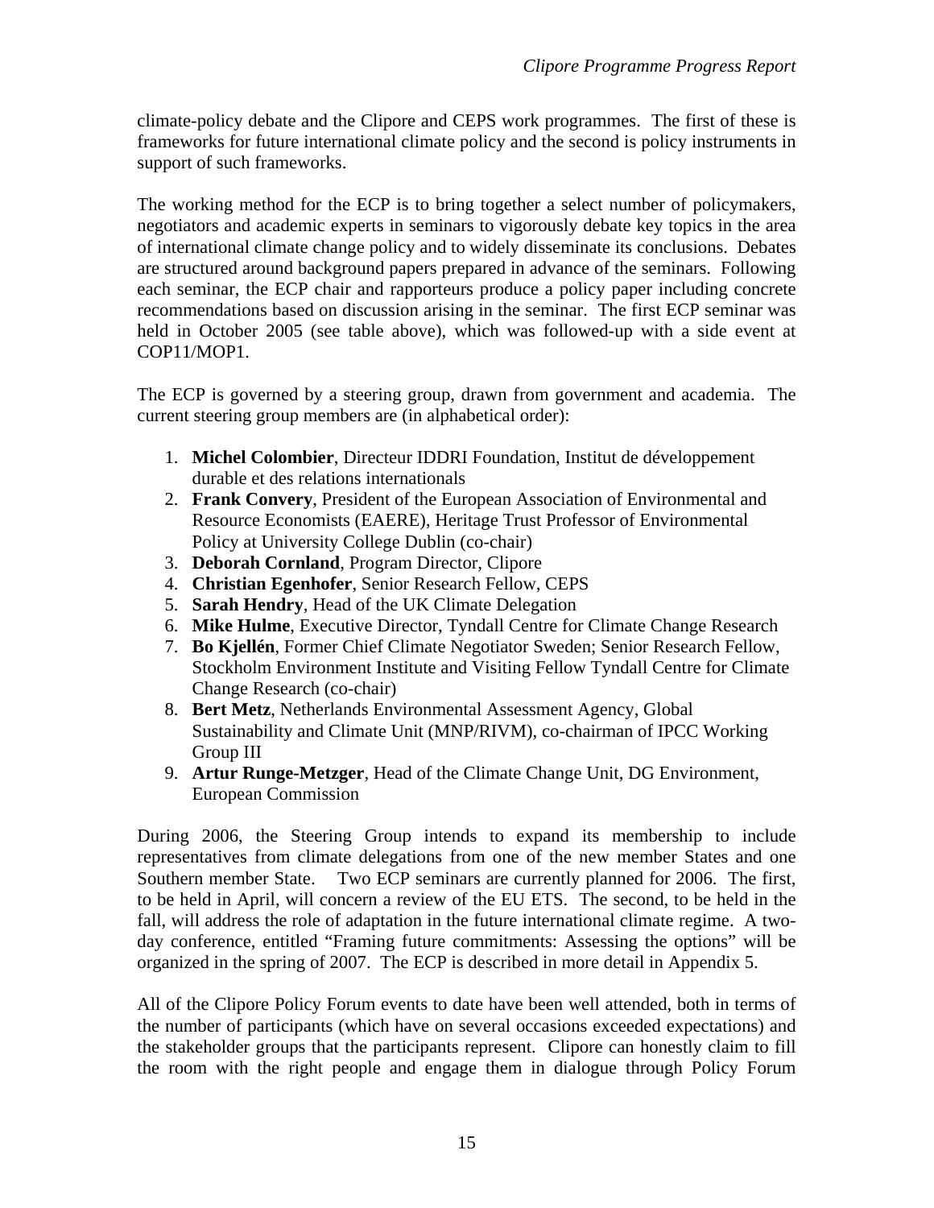climate-policy debate and the Clipore and CEPS work programmes. The first of these is frameworks for future international climate policy and the second is policy instruments in support of such frameworks.

The working method for the ECP is to bring together a select number of policymakers, negotiators and academic experts in seminars to vigorously debate key topics in the area of international climate change policy and to widely disseminate its conclusions. Debates are structured around background papers prepared in advance of the seminars. Following each seminar, the ECP chair and rapporteurs produce a policy paper including concrete recommendations based on discussion arising in the seminar. The first ECP seminar was held in October 2005 (see table above), which was followed-up with a side event at COP11/MOP1.

The ECP is governed by a steering group, drawn from government and academia. The current steering group members are (in alphabetical order):

1. **Michel Colombier**, Directeur IDDRI Foundation, Institut de développement durable et des relations internationals
2. **Frank Convery**, President of the European Association of Environmental and Resource Economists (EAERE), Heritage Trust Professor of Environmental Policy at University College Dublin (co-chair)
3. **Deborah Cornland**, Program Director, Clipore
4. **Christian Egenhofer**, Senior Research Fellow, CEPS
5. **Sarah Hendry**, Head of the UK Climate Delegation
6. **Mike Hulme**, Executive Director, Tyndall Centre for Climate Change Research
7. **Bo Kjellén**, Former Chief Climate Negotiator Sweden; Senior Research Fellow, Stockholm Environment Institute and Visiting Fellow Tyndall Centre for Climate Change Research (co-chair)
8. **Bert Metz**, Netherlands Environmental Assessment Agency, Global Sustainability and Climate Unit (MNP/RIVM), co-chairman of IPCC Working Group III
9. **Artur Runge-Metzger**, Head of the Climate Change Unit, DG Environment, European Commission

During 2006, the Steering Group intends to expand its membership to include representatives from climate delegations from one of the new member States and one Southern member State. Two ECP seminars are currently planned for 2006. The first, to be held in April, will concern a review of the EU ETS. The second, to be held in the fall, will address the role of adaptation in the future international climate regime. A two-day conference, entitled "Framing future commitments: Assessing the options" will be organized in the spring of 2007. The ECP is described in more detail in Appendix 5.

All of the Clipore Policy Forum events to date have been well attended, both in terms of the number of participants (which have on several occasions exceeded expectations) and the stakeholder groups that the participants represent. Clipore can honestly claim to fill the room with the right people and engage them in dialogue through Policy Forum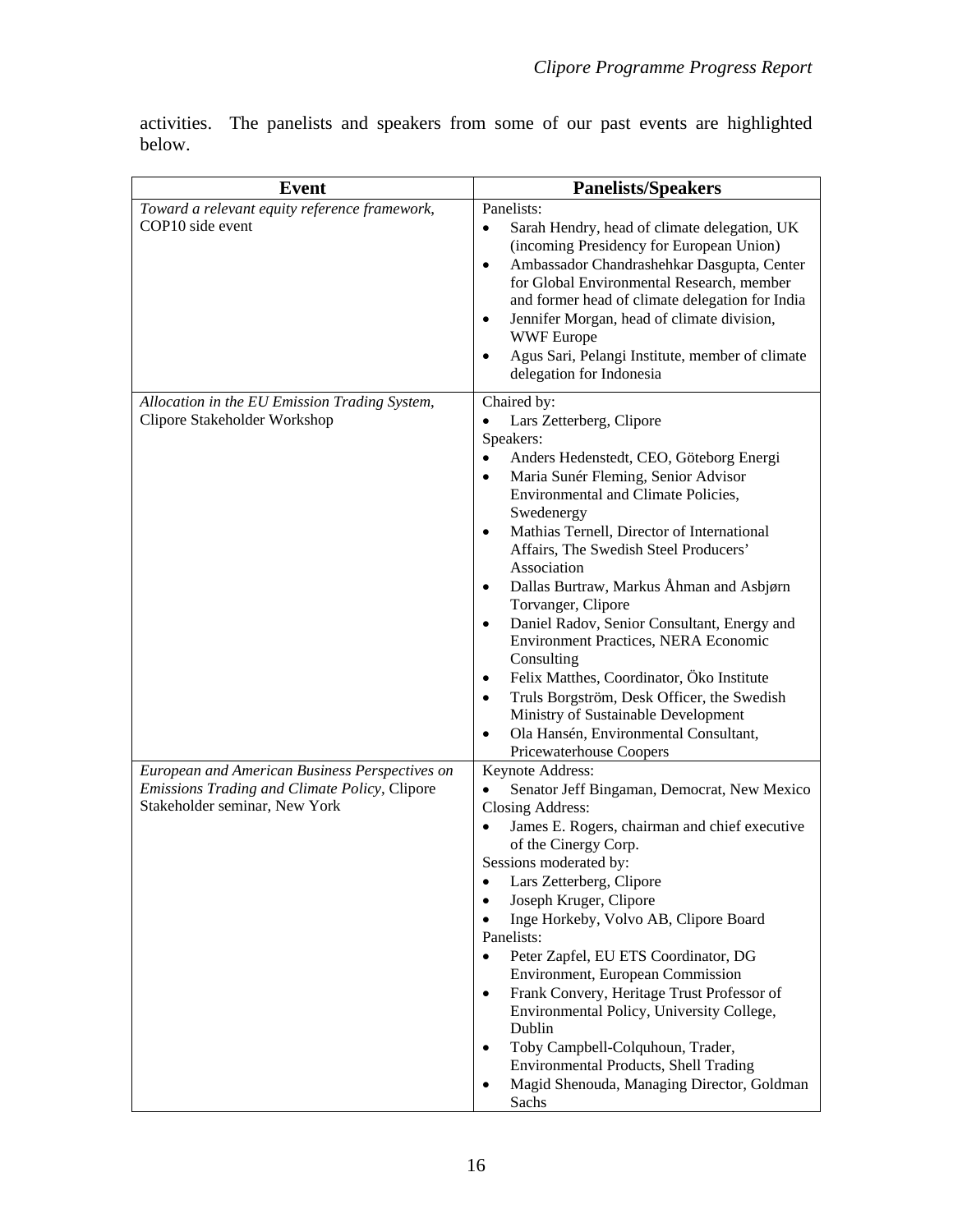activities. The panelists and speakers from some of our past events are highlighted below.

| Event | Panelists/Speakers |
|---|---|
| *Toward a relevant equity reference framework*, COP10 side event | Panelists:<br>• Sarah Hendry, head of climate delegation, UK (incoming Presidency for European Union)<br>• Ambassador Chandrashehkar Dasgupta, Center for Global Environmental Research, member and former head of climate delegation for India<br>• Jennifer Morgan, head of climate division, WWF Europe<br>• Agus Sari, Pelangi Institute, member of climate delegation for Indonesia |
| *Allocation in the EU Emission Trading System*, Clipore Stakeholder Workshop | Chaired by:<br>• Lars Zetterberg, Clipore<br>Speakers:<br>• Anders Hedenstedt, CEO, Göteborg Energi<br>• Maria Sunér Fleming, Senior Advisor Environmental and Climate Policies, Swedenergy<br>• Mathias Ternell, Director of International Affairs, The Swedish Steel Producers' Association<br>• Dallas Burtraw, Markus Åhman and Asbjørn Torvanger, Clipore<br>• Daniel Radov, Senior Consultant, Energy and Environment Practices, NERA Economic Consulting<br>• Felix Matthes, Coordinator, Öko Institute<br>• Truls Borgström, Desk Officer, the Swedish Ministry of Sustainable Development<br>• Ola Hansén, Environmental Consultant, Pricewaterhouse Coopers |
| *European and American Business Perspectives on Emissions Trading and Climate Policy*, Clipore Stakeholder seminar, New York | Keynote Address:<br>• Senator Jeff Bingaman, Democrat, New Mexico<br>Closing Address:<br>• James E. Rogers, chairman and chief executive of the Cinergy Corp.<br>Sessions moderated by:<br>• Lars Zetterberg, Clipore<br>• Joseph Kruger, Clipore<br>• Inge Horkeby, Volvo AB, Clipore Board<br>Panelists:<br>• Peter Zapfel, EU ETS Coordinator, DG Environment, European Commission<br>• Frank Convery, Heritage Trust Professor of Environmental Policy, University College, Dublin<br>• Toby Campbell-Colquhoun, Trader, Environmental Products, Shell Trading<br>• Magid Shenouda, Managing Director, Goldman Sachs |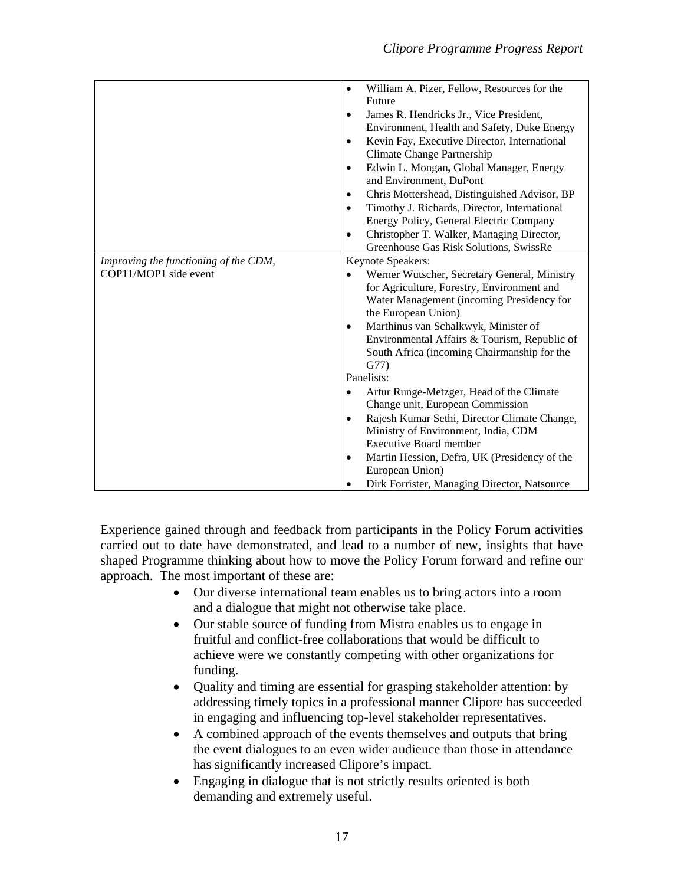| | |
|---|---|
| | • William A. Pizer, Fellow, Resources for the Future<br>• James R. Hendricks Jr., Vice President, Environment, Health and Safety, Duke Energy<br>• Kevin Fay, Executive Director, International Climate Change Partnership<br>• Edwin L. Mongan**,** Global Manager, Energy and Environment, DuPont<br>• Chris Mottershead, Distinguished Advisor, BP<br>• Timothy J. Richards, Director, International Energy Policy, General Electric Company<br>• Christopher T. Walker, Managing Director, Greenhouse Gas Risk Solutions, SwissRe |
| *Improving the functioning of the CDM,* COP11/MOP1 side event | Keynote Speakers:<br>• Werner Wutscher, Secretary General, Ministry for Agriculture, Forestry, Environment and Water Management (incoming Presidency for the European Union)<br>• Marthinus van Schalkwyk, Minister of Environmental Affairs & Tourism, Republic of South Africa (incoming Chairmanship for the G77)<br>Panelists:<br>• Artur Runge-Metzger, Head of the Climate Change unit, European Commission<br>• Rajesh Kumar Sethi, Director Climate Change, Ministry of Environment, India, CDM Executive Board member<br>• Martin Hession, Defra, UK (Presidency of the European Union)<br>• Dirk Forrister, Managing Director, Natsource |

Experience gained through and feedback from participants in the Policy Forum activities carried out to date have demonstrated, and lead to a number of new, insights that have shaped Programme thinking about how to move the Policy Forum forward and refine our approach. The most important of these are:

- Our diverse international team enables us to bring actors into a room and a dialogue that might not otherwise take place.
- Our stable source of funding from Mistra enables us to engage in fruitful and conflict-free collaborations that would be difficult to achieve were we constantly competing with other organizations for funding.
- Quality and timing are essential for grasping stakeholder attention: by addressing timely topics in a professional manner Clipore has succeeded in engaging and influencing top-level stakeholder representatives.
- A combined approach of the events themselves and outputs that bring the event dialogues to an even wider audience than those in attendance has significantly increased Clipore's impact.
- Engaging in dialogue that is not strictly results oriented is both demanding and extremely useful.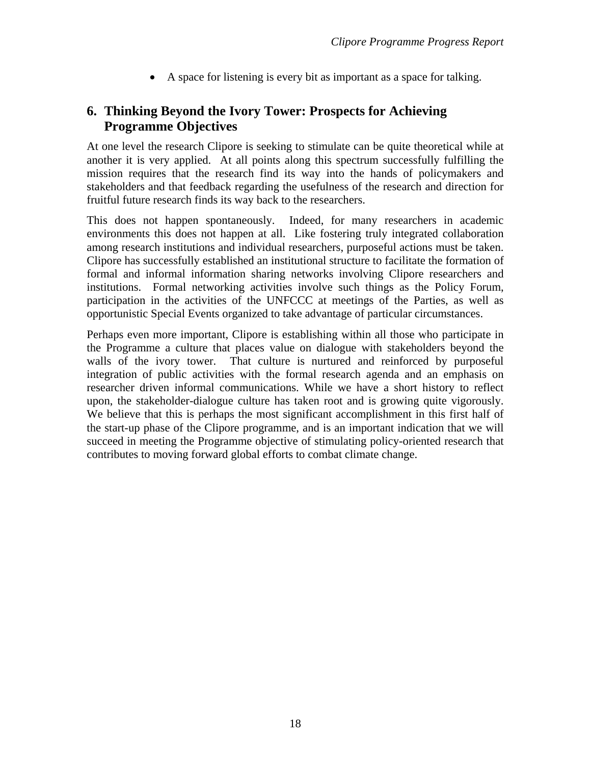- A space for listening is every bit as important as a space for talking.

## 6. Thinking Beyond the Ivory Tower: Prospects for Achieving Programme Objectives

At one level the research Clipore is seeking to stimulate can be quite theoretical while at another it is very applied. At all points along this spectrum successfully fulfilling the mission requires that the research find its way into the hands of policymakers and stakeholders and that feedback regarding the usefulness of the research and direction for fruitful future research finds its way back to the researchers.

This does not happen spontaneously. Indeed, for many researchers in academic environments this does not happen at all. Like fostering truly integrated collaboration among research institutions and individual researchers, purposeful actions must be taken. Clipore has successfully established an institutional structure to facilitate the formation of formal and informal information sharing networks involving Clipore researchers and institutions. Formal networking activities involve such things as the Policy Forum, participation in the activities of the UNFCCC at meetings of the Parties, as well as opportunistic Special Events organized to take advantage of particular circumstances.

Perhaps even more important, Clipore is establishing within all those who participate in the Programme a culture that places value on dialogue with stakeholders beyond the walls of the ivory tower. That culture is nurtured and reinforced by purposeful integration of public activities with the formal research agenda and an emphasis on researcher driven informal communications. While we have a short history to reflect upon, the stakeholder-dialogue culture has taken root and is growing quite vigorously. We believe that this is perhaps the most significant accomplishment in this first half of the start-up phase of the Clipore programme, and is an important indication that we will succeed in meeting the Programme objective of stimulating policy-oriented research that contributes to moving forward global efforts to combat climate change.